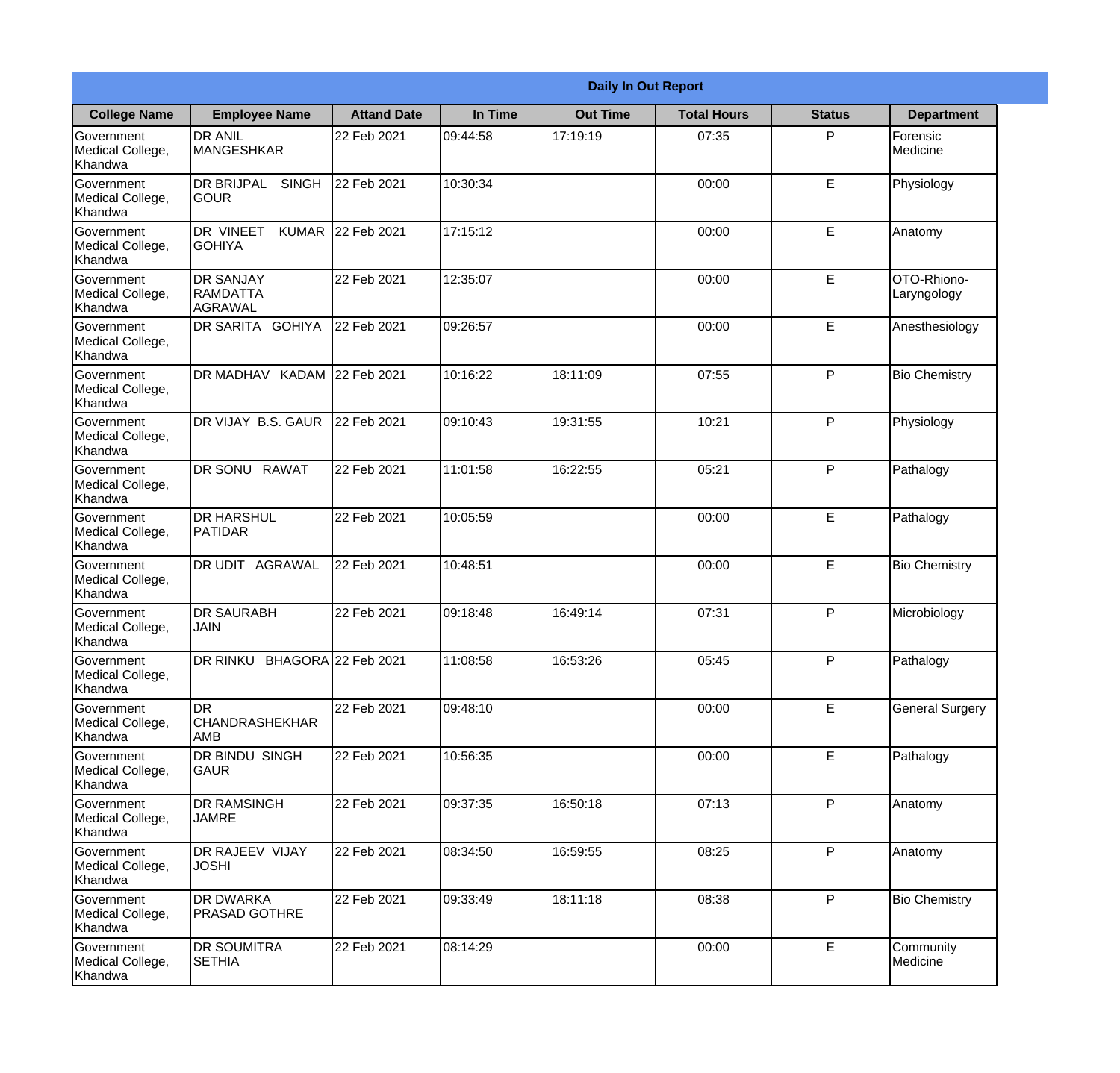**Daily In Out Report**

| College Name | Employee Name | Attand Date | In Time | Out Time | Total Hours | Status | Department |
|---|---|---|---|---|---|---|---|
| Government Medical College, Khandwa | DR ANIL MANGESHKAR | 22 Feb 2021 | 09:44:58 | 17:19:19 | 07:35 | P | Forensic Medicine |
| Government Medical College, Khandwa | DR BRIJPAL SINGH GOUR | 22 Feb 2021 | 10:30:34 | | 00:00 | E | Physiology |
| Government Medical College, Khandwa | DR VINEET KUMAR GOHIYA | 22 Feb 2021 | 17:15:12 | | 00:00 | E | Anatomy |
| Government Medical College, Khandwa | DR SANJAY RAMDATTA AGRAWAL | 22 Feb 2021 | 12:35:07 | | 00:00 | E | OTO-Rhiono-Laryngology |
| Government Medical College, Khandwa | DR SARITA GOHIYA | 22 Feb 2021 | 09:26:57 | | 00:00 | E | Anesthesiology |
| Government Medical College, Khandwa | DR MADHAV KADAM | 22 Feb 2021 | 10:16:22 | 18:11:09 | 07:55 | P | Bio Chemistry |
| Government Medical College, Khandwa | DR VIJAY B.S. GAUR | 22 Feb 2021 | 09:10:43 | 19:31:55 | 10:21 | P | Physiology |
| Government Medical College, Khandwa | DR SONU RAWAT | 22 Feb 2021 | 11:01:58 | 16:22:55 | 05:21 | P | Pathalogy |
| Government Medical College, Khandwa | DR HARSHUL PATIDAR | 22 Feb 2021 | 10:05:59 | | 00:00 | E | Pathalogy |
| Government Medical College, Khandwa | DR UDIT AGRAWAL | 22 Feb 2021 | 10:48:51 | | 00:00 | E | Bio Chemistry |
| Government Medical College, Khandwa | DR SAURABH JAIN | 22 Feb 2021 | 09:18:48 | 16:49:14 | 07:31 | P | Microbiology |
| Government Medical College, Khandwa | DR RINKU BHAGORA | 22 Feb 2021 | 11:08:58 | 16:53:26 | 05:45 | P | Pathalogy |
| Government Medical College, Khandwa | DR CHANDRASHEKHAR AMB | 22 Feb 2021 | 09:48:10 | | 00:00 | E | General Surgery |
| Government Medical College, Khandwa | DR BINDU SINGH GAUR | 22 Feb 2021 | 10:56:35 | | 00:00 | E | Pathalogy |
| Government Medical College, Khandwa | DR RAMSINGH JAMRE | 22 Feb 2021 | 09:37:35 | 16:50:18 | 07:13 | P | Anatomy |
| Government Medical College, Khandwa | DR RAJEEV VIJAY JOSHI | 22 Feb 2021 | 08:34:50 | 16:59:55 | 08:25 | P | Anatomy |
| Government Medical College, Khandwa | DR DWARKA PRASAD GOTHRE | 22 Feb 2021 | 09:33:49 | 18:11:18 | 08:38 | P | Bio Chemistry |
| Government Medical College, Khandwa | DR SOUMITRA SETHIA | 22 Feb 2021 | 08:14:29 | | 00:00 | E | Community Medicine |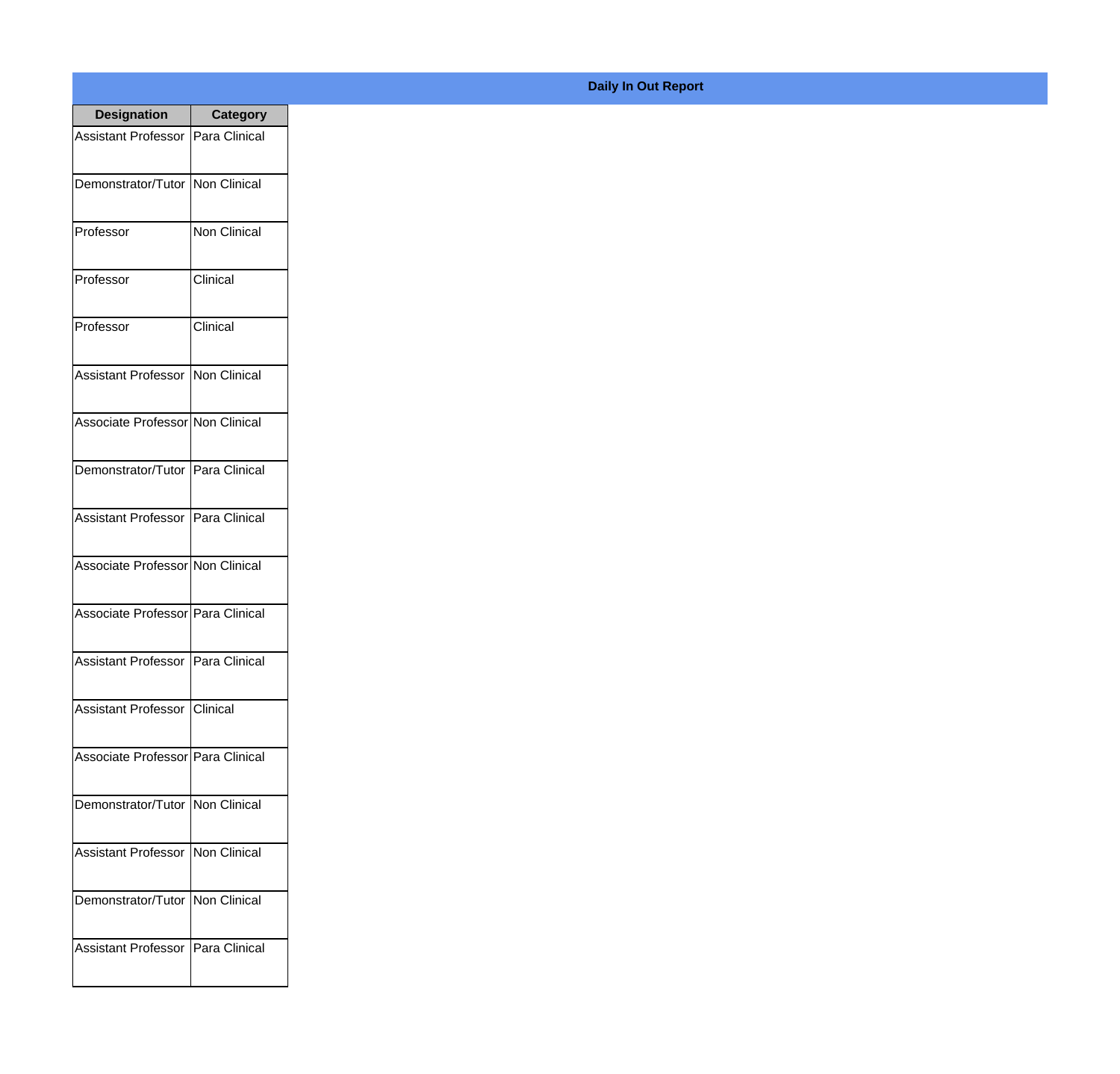**Daily In Out Report**

| Designation | Category |
|---|---|
| Assistant Professor | Para Clinical |
| Demonstrator/Tutor | Non Clinical |
| Professor | Non Clinical |
| Professor | Clinical |
| Professor | Clinical |
| Assistant Professor | Non Clinical |
| Associate Professor | Non Clinical |
| Demonstrator/Tutor | Para Clinical |
| Assistant Professor | Para Clinical |
| Associate Professor | Non Clinical |
| Associate Professor | Para Clinical |
| Assistant Professor | Para Clinical |
| Assistant Professor | Clinical |
| Associate Professor | Para Clinical |
| Demonstrator/Tutor | Non Clinical |
| Assistant Professor | Non Clinical |
| Demonstrator/Tutor | Non Clinical |
| Assistant Professor | Para Clinical |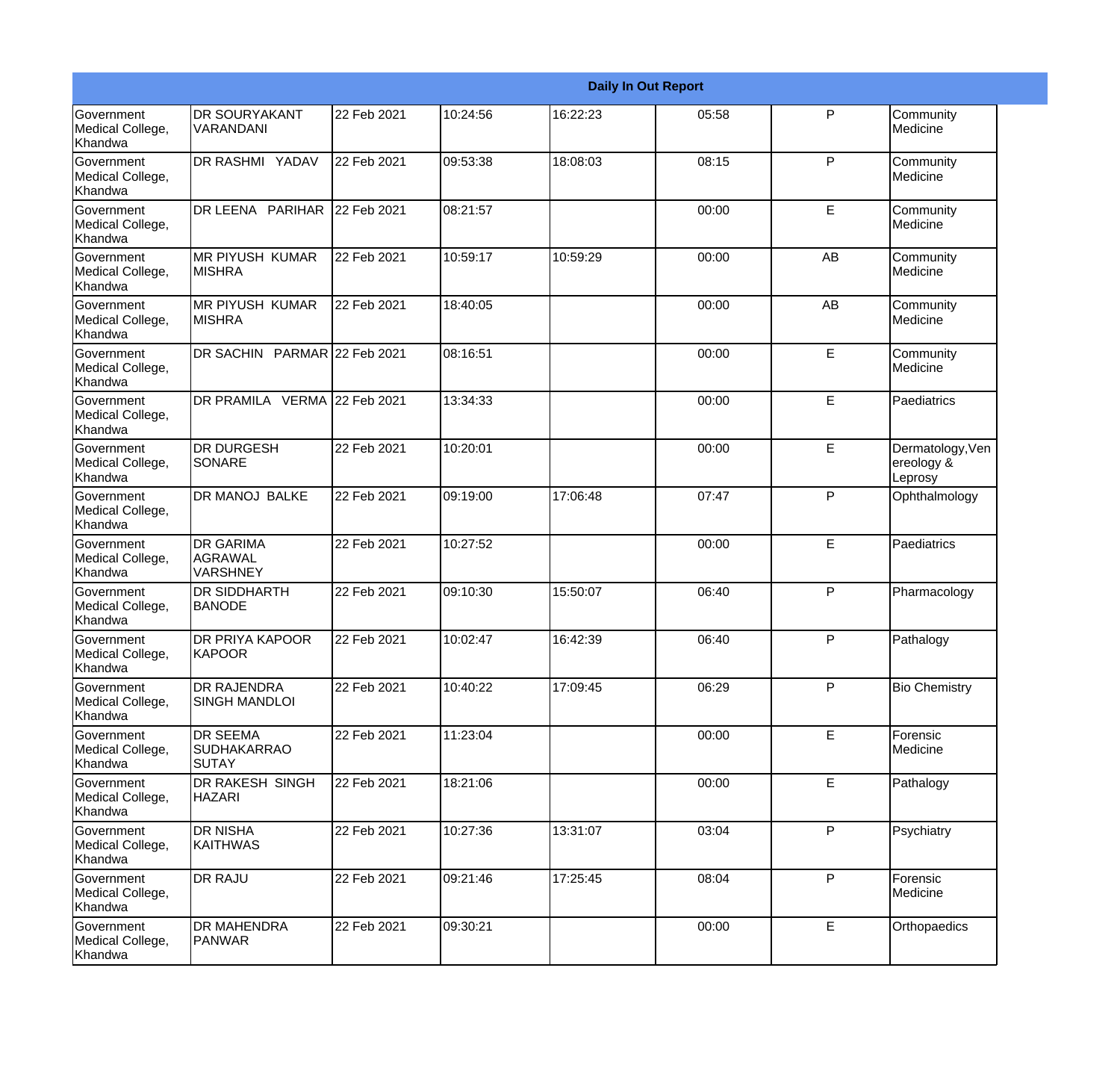| Daily In Out Report | | | | | | | |
|---|---|---|---|---|---|---|---|
| Government Medical College, Khandwa | DR SOURYAKANT VARANDANI | 22 Feb 2021 | 10:24:56 | 16:22:23 | 05:58 | P | Community Medicine |
| Government Medical College, Khandwa | DR RASHMI YADAV | 22 Feb 2021 | 09:53:38 | 18:08:03 | 08:15 | P | Community Medicine |
| Government Medical College, Khandwa | DR LEENA PARIHAR | 22 Feb 2021 | 08:21:57 | | 00:00 | E | Community Medicine |
| Government Medical College, Khandwa | MR PIYUSH KUMAR MISHRA | 22 Feb 2021 | 10:59:17 | 10:59:29 | 00:00 | AB | Community Medicine |
| Government Medical College, Khandwa | MR PIYUSH KUMAR MISHRA | 22 Feb 2021 | 18:40:05 | | 00:00 | AB | Community Medicine |
| Government Medical College, Khandwa | DR SACHIN PARMAR | 22 Feb 2021 | 08:16:51 | | 00:00 | E | Community Medicine |
| Government Medical College, Khandwa | DR PRAMILA VERMA | 22 Feb 2021 | 13:34:33 | | 00:00 | E | Paediatrics |
| Government Medical College, Khandwa | DR DURGESH SONARE | 22 Feb 2021 | 10:20:01 | | 00:00 | E | Dermatology,Venereology & Leprosy |
| Government Medical College, Khandwa | DR MANOJ BALKE | 22 Feb 2021 | 09:19:00 | 17:06:48 | 07:47 | P | Ophthalmology |
| Government Medical College, Khandwa | DR GARIMA AGRAWAL VARSHNEY | 22 Feb 2021 | 10:27:52 | | 00:00 | E | Paediatrics |
| Government Medical College, Khandwa | DR SIDDHARTH BANODE | 22 Feb 2021 | 09:10:30 | 15:50:07 | 06:40 | P | Pharmacology |
| Government Medical College, Khandwa | DR PRIYA KAPOOR KAPOOR | 22 Feb 2021 | 10:02:47 | 16:42:39 | 06:40 | P | Pathalogy |
| Government Medical College, Khandwa | DR RAJENDRA SINGH MANDLOI | 22 Feb 2021 | 10:40:22 | 17:09:45 | 06:29 | P | Bio Chemistry |
| Government Medical College, Khandwa | DR SEEMA SUDHAKARRAO SUTAY | 22 Feb 2021 | 11:23:04 | | 00:00 | E | Forensic Medicine |
| Government Medical College, Khandwa | DR RAKESH SINGH HAZARI | 22 Feb 2021 | 18:21:06 | | 00:00 | E | Pathalogy |
| Government Medical College, Khandwa | DR NISHA KAITHWAS | 22 Feb 2021 | 10:27:36 | 13:31:07 | 03:04 | P | Psychiatry |
| Government Medical College, Khandwa | DR RAJU | 22 Feb 2021 | 09:21:46 | 17:25:45 | 08:04 | P | Forensic Medicine |
| Government Medical College, Khandwa | DR MAHENDRA PANWAR | 22 Feb 2021 | 09:30:21 | | 00:00 | E | Orthopaedics |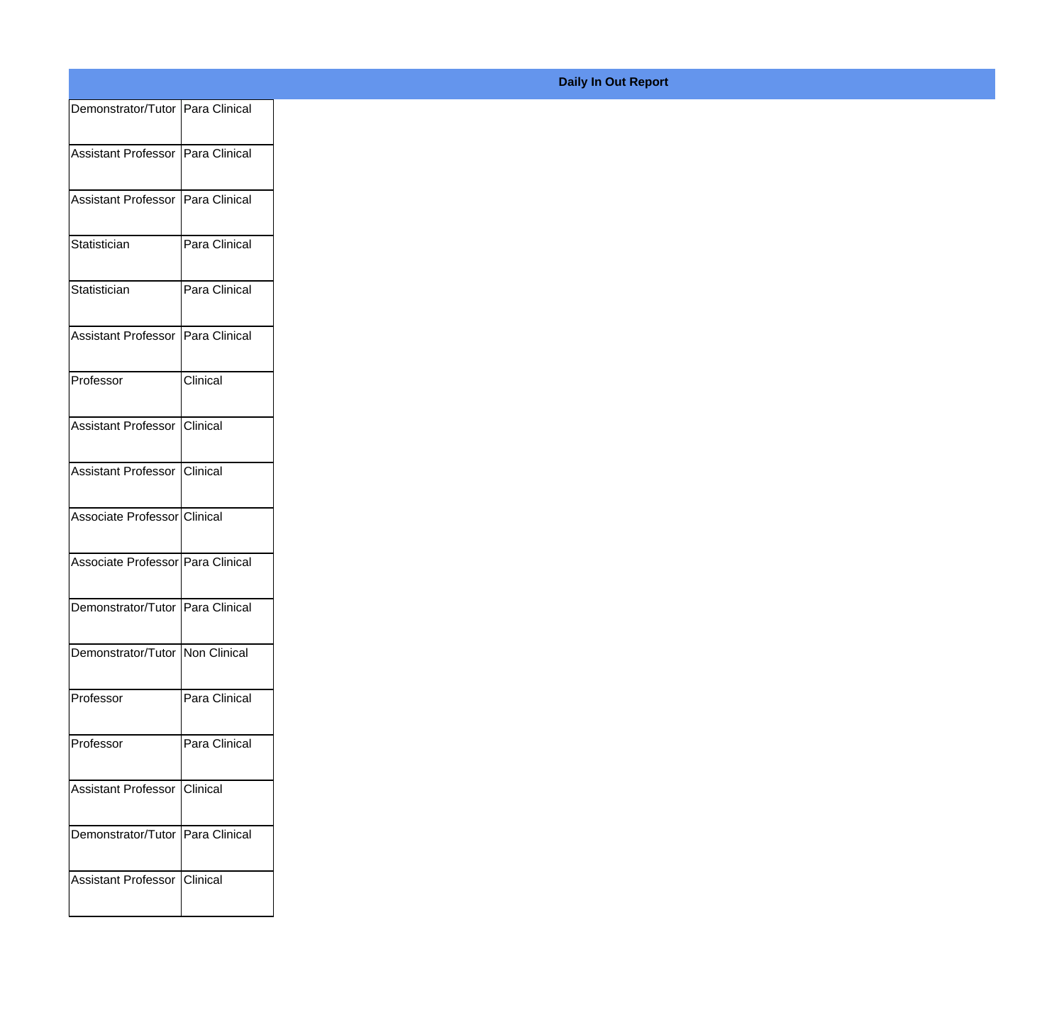**Daily In Out Report**

| | |
|---|---|
| Demonstrator/Tutor | Para Clinical |
| Assistant Professor | Para Clinical |
| Assistant Professor | Para Clinical |
| Statistician | Para Clinical |
| Statistician | Para Clinical |
| Assistant Professor | Para Clinical |
| Professor | Clinical |
| Assistant Professor | Clinical |
| Assistant Professor | Clinical |
| Associate Professor | Clinical |
| Associate Professor | Para Clinical |
| Demonstrator/Tutor | Para Clinical |
| Demonstrator/Tutor | Non Clinical |
| Professor | Para Clinical |
| Professor | Para Clinical |
| Assistant Professor | Clinical |
| Demonstrator/Tutor | Para Clinical |
| Assistant Professor | Clinical |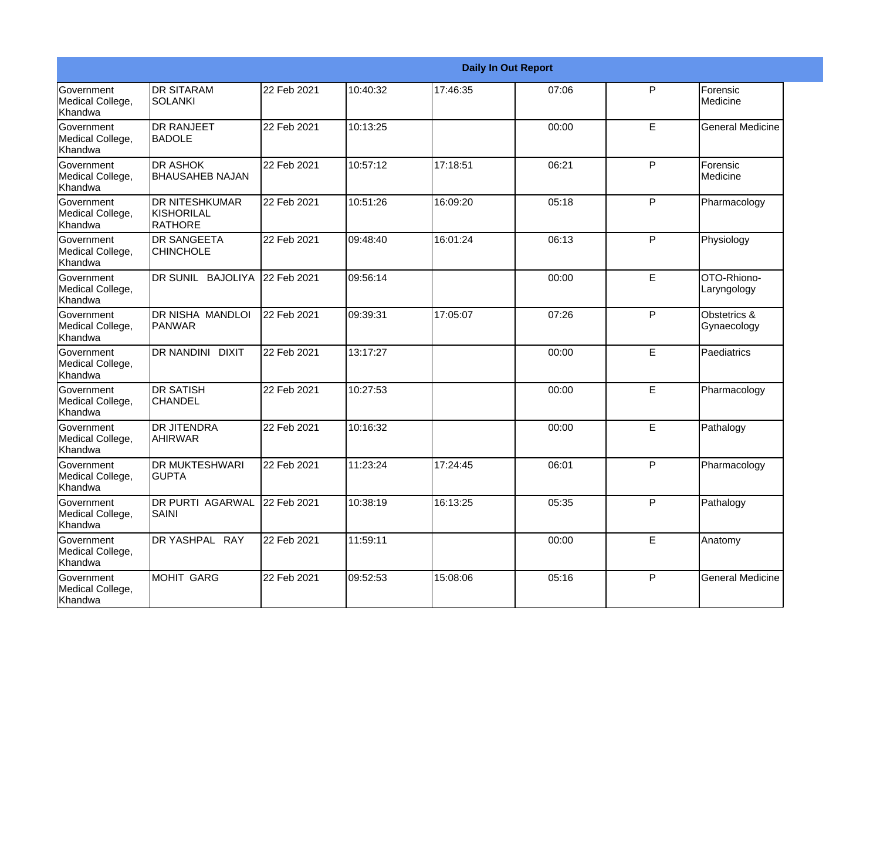| Daily In Out Report | | | | | | | |
|---|---|---|---|---|---|---|---|
| Government Medical College, Khandwa | DR SITARAM SOLANKI | 22 Feb 2021 | 10:40:32 | 17:46:35 | 07:06 | P | Forensic Medicine |
| Government Medical College, Khandwa | DR RANJEET BADOLE | 22 Feb 2021 | 10:13:25 | | 00:00 | E | General Medicine |
| Government Medical College, Khandwa | DR ASHOK BHAUSAHEB NAJAN | 22 Feb 2021 | 10:57:12 | 17:18:51 | 06:21 | P | Forensic Medicine |
| Government Medical College, Khandwa | DR NITESHKUMAR KISHORILAL RATHORE | 22 Feb 2021 | 10:51:26 | 16:09:20 | 05:18 | P | Pharmacology |
| Government Medical College, Khandwa | DR SANGEETA CHINCHOLE | 22 Feb 2021 | 09:48:40 | 16:01:24 | 06:13 | P | Physiology |
| Government Medical College, Khandwa | DR SUNIL BAJOLIYA | 22 Feb 2021 | 09:56:14 | | 00:00 | E | OTO-Rhiono-Laryngology |
| Government Medical College, Khandwa | DR NISHA MANDLOI PANWAR | 22 Feb 2021 | 09:39:31 | 17:05:07 | 07:26 | P | Obstetrics & Gynaecology |
| Government Medical College, Khandwa | DR NANDINI DIXIT | 22 Feb 2021 | 13:17:27 | | 00:00 | E | Paediatrics |
| Government Medical College, Khandwa | DR SATISH CHANDEL | 22 Feb 2021 | 10:27:53 | | 00:00 | E | Pharmacology |
| Government Medical College, Khandwa | DR JITENDRA AHIRWAR | 22 Feb 2021 | 10:16:32 | | 00:00 | E | Pathalogy |
| Government Medical College, Khandwa | DR MUKTESHWARI GUPTA | 22 Feb 2021 | 11:23:24 | 17:24:45 | 06:01 | P | Pharmacology |
| Government Medical College, Khandwa | DR PURTI AGARWAL SAINI | 22 Feb 2021 | 10:38:19 | 16:13:25 | 05:35 | P | Pathalogy |
| Government Medical College, Khandwa | DR YASHPAL RAY | 22 Feb 2021 | 11:59:11 | | 00:00 | E | Anatomy |
| Government Medical College, Khandwa | MOHIT GARG | 22 Feb 2021 | 09:52:53 | 15:08:06 | 05:16 | P | General Medicine |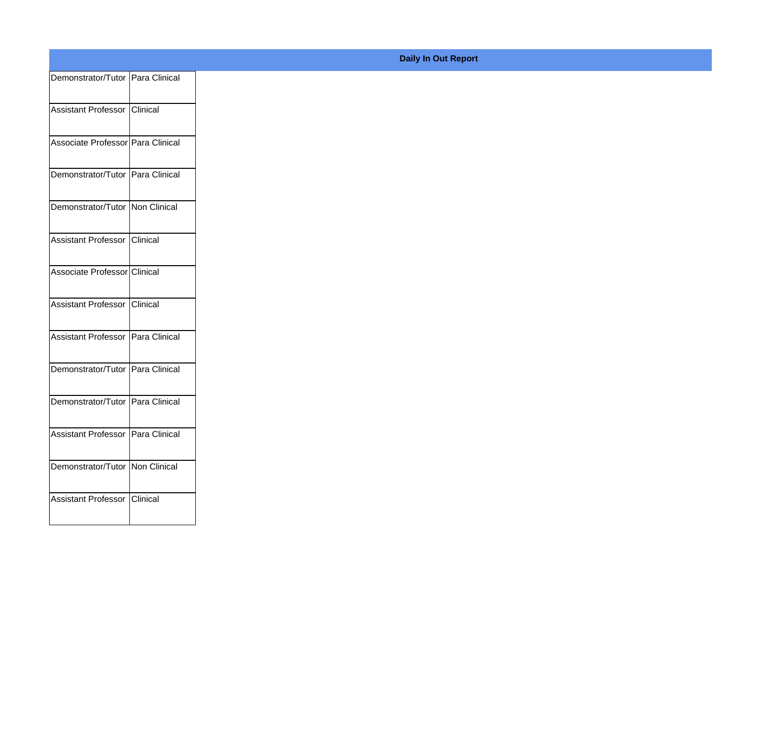**Daily In Out Report**

| | |
|---|---|
| Demonstrator/Tutor | Para Clinical |
| Assistant Professor | Clinical |
| Associate Professor | Para Clinical |
| Demonstrator/Tutor | Para Clinical |
| Demonstrator/Tutor | Non Clinical |
| Assistant Professor | Clinical |
| Associate Professor | Clinical |
| Assistant Professor | Clinical |
| Assistant Professor | Para Clinical |
| Demonstrator/Tutor | Para Clinical |
| Demonstrator/Tutor | Para Clinical |
| Assistant Professor | Para Clinical |
| Demonstrator/Tutor | Non Clinical |
| Assistant Professor | Clinical |